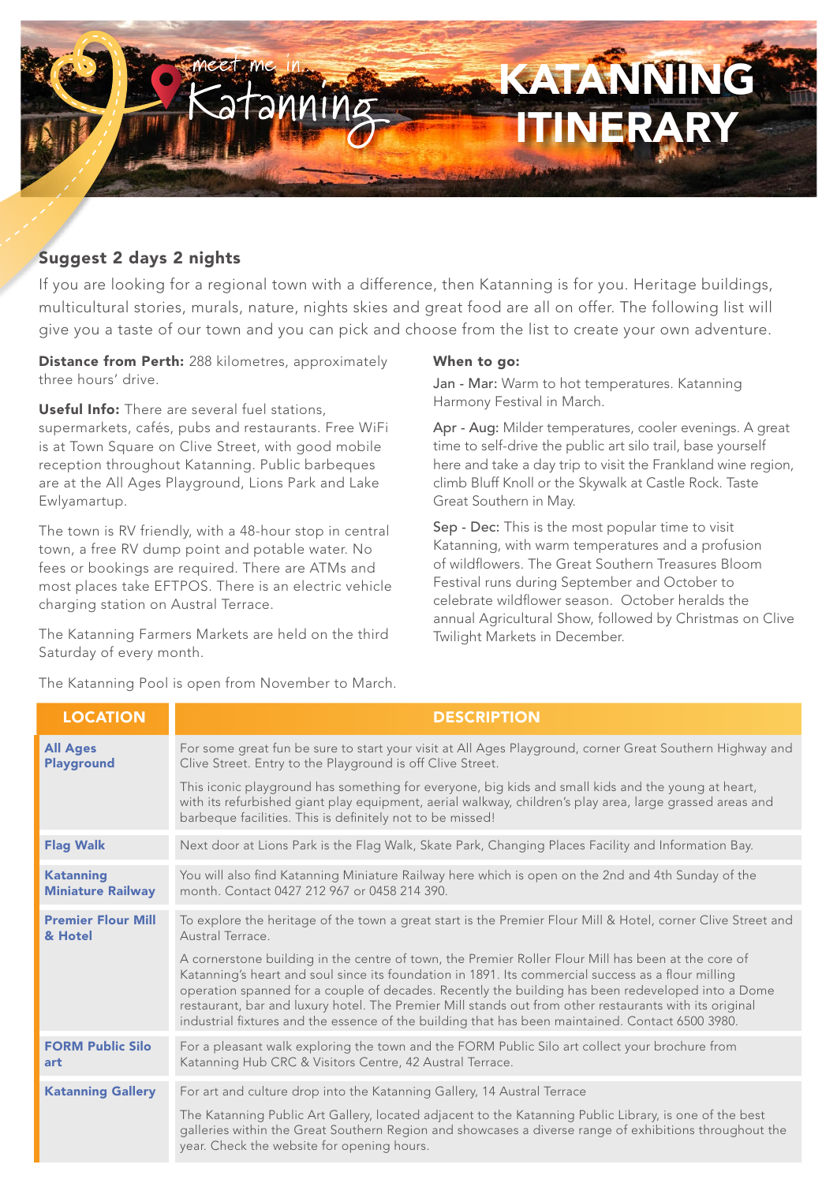# KATANNING ITINERARY

meet me in... Katanning

## Suggest 2 days 2 nights

If you are looking for a regional town with a difference, then Katanning is for you. Heritage buildings, multicultural stories, murals, nature, nights skies and great food are all on offer. The following list will give you a taste of our town and you can pick and choose from the list to create your own adventure.

**Distance from Perth:** 288 kilometres, approximately three hours' drive.

**Useful Info:** There are several fuel stations, supermarkets, cafés, pubs and restaurants. Free WiFi is at Town Square on Clive Street, with good mobile reception throughout Katanning. Public barbeques are at the All Ages Playground, Lions Park and Lake Ewlyamartup.

The town is RV friendly, with a 48-hour stop in central town, a free RV dump point and potable water. No fees or bookings are required. There are ATMs and most places take EFTPOS. There is an electric vehicle charging station on Austral Terrace.

The Katanning Farmers Markets are held on the third Saturday of every month.

The Katanning Pool is open from November to March.

**When to go:**

**Jan - Mar:** Warm to hot temperatures. Katanning Harmony Festival in March.

**Apr - Aug:** Milder temperatures, cooler evenings. A great time to self-drive the public art silo trail, base yourself here and take a day trip to visit the Frankland wine region, climb Bluff Knoll or the Skywalk at Castle Rock. Taste Great Southern in May.

**Sep - Dec:** This is the most popular time to visit Katanning, with warm temperatures and a profusion of wildflowers. The Great Southern Treasures Bloom Festival runs during September and October to celebrate wildflower season. October heralds the annual Agricultural Show, followed by Christmas on Clive Twilight Markets in December.

| LOCATION | DESCRIPTION |
|---|---|
| **All Ages Playground** | For some great fun be sure to start your visit at All Ages Playground, corner Great Southern Highway and Clive Street. Entry to the Playground is off Clive Street.<br><br>This iconic playground has something for everyone, big kids and small kids and the young at heart, with its refurbished giant play equipment, aerial walkway, children's play area, large grassed areas and barbeque facilities. This is definitely not to be missed! |
| **Flag Walk** | Next door at Lions Park is the Flag Walk, Skate Park, Changing Places Facility and Information Bay. |
| **Katanning Miniature Railway** | You will also find Katanning Miniature Railway here which is open on the 2nd and 4th Sunday of the month. Contact 0427 212 967 or 0458 214 390. |
| **Premier Flour Mill & Hotel** | To explore the heritage of the town a great start is the Premier Flour Mill & Hotel, corner Clive Street and Austral Terrace.<br><br>A cornerstone building in the centre of town, the Premier Roller Flour Mill has been at the core of Katanning's heart and soul since its foundation in 1891. Its commercial success as a flour milling operation spanned for a couple of decades. Recently the building has been redeveloped into a Dome restaurant, bar and luxury hotel. The Premier Mill stands out from other restaurants with its original industrial fixtures and the essence of the building that has been maintained. Contact 6500 3980. |
| **FORM Public Silo art** | For a pleasant walk exploring the town and the FORM Public Silo art collect your brochure from Katanning Hub CRC & Visitors Centre, 42 Austral Terrace. |
| **Katanning Gallery** | For art and culture drop into the Katanning Gallery, 14 Austral Terrace<br><br>The Katanning Public Art Gallery, located adjacent to the Katanning Public Library, is one of the best galleries within the Great Southern Region and showcases a diverse range of exhibitions throughout the year. Check the website for opening hours. |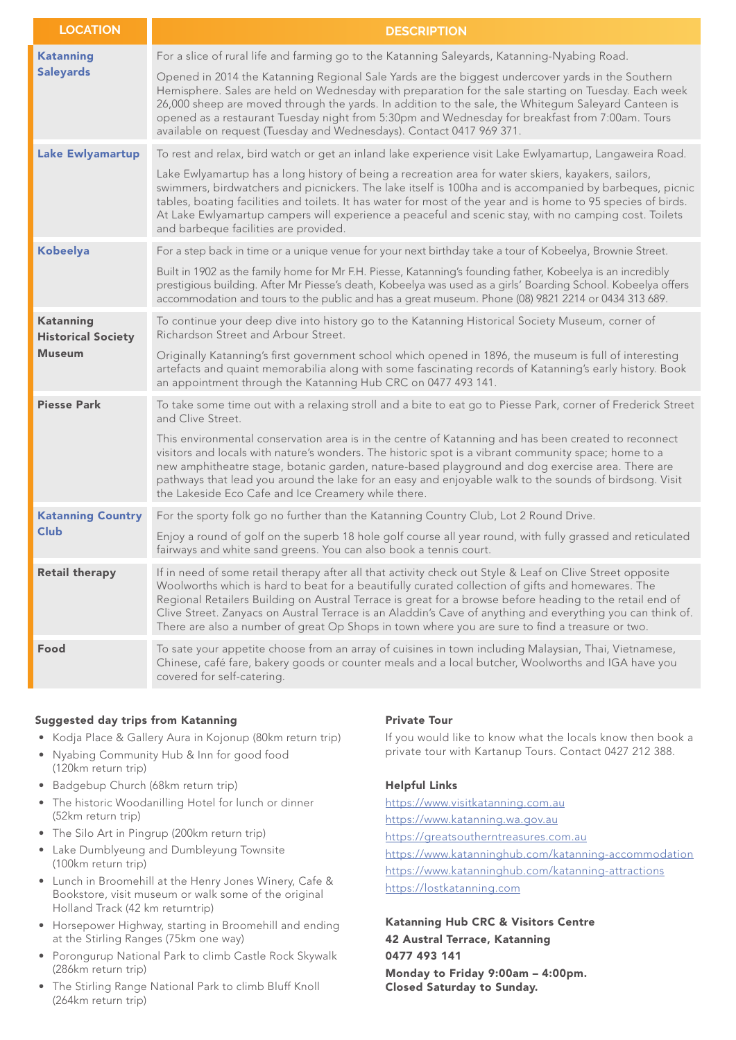| LOCATION | DESCRIPTION |
|---|---|
| **Katanning Saleyards** | For a slice of rural life and farming go to the Katanning Saleyards, Katanning-Nyabing Road.<br><br>Opened in 2014 the Katanning Regional Sale Yards are the biggest undercover yards in the Southern Hemisphere. Sales are held on Wednesday with preparation for the sale starting on Tuesday. Each week 26,000 sheep are moved through the yards. In addition to the sale, the Whitegum Saleyard Canteen is opened as a restaurant Tuesday night from 5:30pm and Wednesday for breakfast from 7:00am. Tours available on request (Tuesday and Wednesdays). Contact 0417 969 371. |
| **Lake Ewlyamartup** | To rest and relax, bird watch or get an inland lake experience visit Lake Ewlyamartup, Langaweira Road.<br><br>Lake Ewlyamartup has a long history of being a recreation area for water skiers, kayakers, sailors, swimmers, birdwatchers and picnickers. The lake itself is 100ha and is accompanied by barbeques, picnic tables, boating facilities and toilets. It has water for most of the year and is home to 95 species of birds. At Lake Ewlyamartup campers will experience a peaceful and scenic stay, with no camping cost. Toilets and barbeque facilities are provided. |
| **Kobeelya** | For a step back in time or a unique venue for your next birthday take a tour of Kobeelya, Brownie Street.<br><br>Built in 1902 as the family home for Mr F.H. Piesse, Katanning's founding father, Kobeelya is an incredibly prestigious building. After Mr Piesse's death, Kobeelya was used as a girls' Boarding School. Kobeelya offers accommodation and tours to the public and has a great museum. Phone (08) 9821 2214 or 0434 313 689. |
| **Katanning Historical Society Museum** | To continue your deep dive into history go to the Katanning Historical Society Museum, corner of Richardson Street and Arbour Street.<br><br>Originally Katanning's first government school which opened in 1896, the museum is full of interesting artefacts and quaint memorabilia along with some fascinating records of Katanning's early history. Book an appointment through the Katanning Hub CRC on 0477 493 141. |
| **Piesse Park** | To take some time out with a relaxing stroll and a bite to eat go to Piesse Park, corner of Frederick Street and Clive Street.<br><br>This environmental conservation area is in the centre of Katanning and has been created to reconnect visitors and locals with nature's wonders. The historic spot is a vibrant community space; home to a new amphitheatre stage, botanic garden, nature-based playground and dog exercise area. There are pathways that lead you around the lake for an easy and enjoyable walk to the sounds of birdsong. Visit the Lakeside Eco Cafe and Ice Creamery while there. |
| **Katanning Country Club** | For the sporty folk go no further than the Katanning Country Club, Lot 2 Round Drive.<br><br>Enjoy a round of golf on the superb 18 hole golf course all year round, with fully grassed and reticulated fairways and white sand greens. You can also book a tennis court. |
| **Retail therapy** | If in need of some retail therapy after all that activity check out Style & Leaf on Clive Street opposite Woolworths which is hard to beat for a beautifully curated collection of gifts and homewares. The Regional Retailers Building on Austral Terrace is great for a browse before heading to the retail end of Clive Street. Zanyacs on Austral Terrace is an Aladdin's Cave of anything and everything you can think of. There are also a number of great Op Shops in town where you are sure to find a treasure or two. |
| **Food** | To sate your appetite choose from an array of cuisines in town including Malaysian, Thai, Vietnamese, Chinese, café fare, bakery goods or counter meals and a local butcher, Woolworths and IGA have you covered for self-catering. |

### Suggested day trips from Katanning

- Kodja Place & Gallery Aura in Kojonup (80km return trip)
- Nyabing Community Hub & Inn for good food (120km return trip)
- Badgebup Church (68km return trip)
- The historic Woodanilling Hotel for lunch or dinner (52km return trip)
- The Silo Art in Pingrup (200km return trip)
- Lake Dumblyeung and Dumbleyung Townsite (100km return trip)
- Lunch in Broomehill at the Henry Jones Winery, Cafe & Bookstore, visit museum or walk some of the original Holland Track (42 km returntrip)
- Horsepower Highway, starting in Broomehill and ending at the Stirling Ranges (75km one way)
- Porongurup National Park to climb Castle Rock Skywalk (286km return trip)
- The Stirling Range National Park to climb Bluff Knoll (264km return trip)

### Private Tour

If you would like to know what the locals know then book a private tour with Kartanup Tours. Contact 0427 212 388.

### Helpful Links

https://www.visitkatanning.com.au
https://www.katanning.wa.gov.au
https://greatsoutherntreasures.com.au
https://www.katanninghub.com/katanning-accommodation
https://www.katanninghub.com/katanning-attractions
https://lostkatanning.com

**Katanning Hub CRC & Visitors Centre**
**42 Austral Terrace, Katanning**
**0477 493 141**
**Monday to Friday 9:00am – 4:00pm.**
**Closed Saturday to Sunday.**